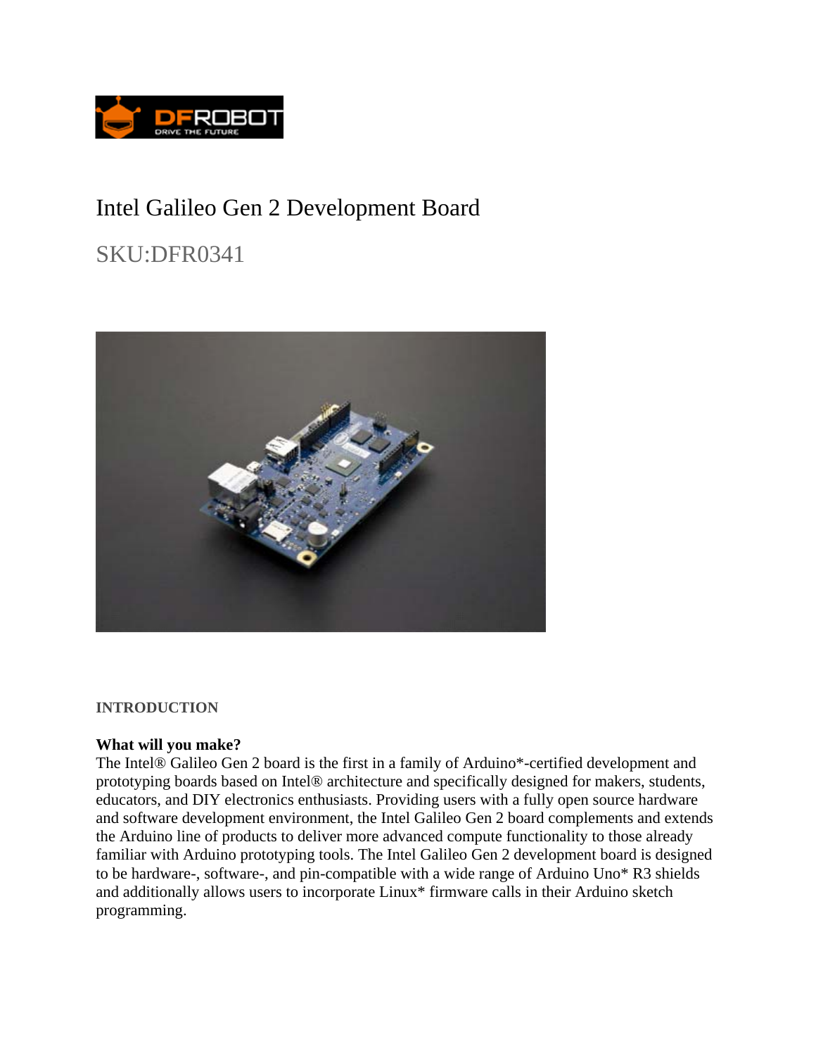# Intel Galileo Gen 2 Development Board

## SKU:DFR0341

**INTRODUCTION**

**What will you make?**

The Intel® Galileo Gen 2 board is the first in a family of Arduino*-certified development and prototyping boards based on Intel® architecture and specifically designed for makers, students, educators, and DIY electronics enthusiasts. Providing users with a fully open source hardware and software development environment, the Intel Galileo Gen 2 board complements and extends the Arduino line of products to deliver more advanced compute functionality to those already familiar with Arduino prototyping tools. The Intel Galileo Gen 2 development board is designed to be hardware-, software-, and pin-compatible with a wide range of Arduino Uno* R3 shields and additionally allows users to incorporate Linux* firmware calls in their Arduino sketch programming.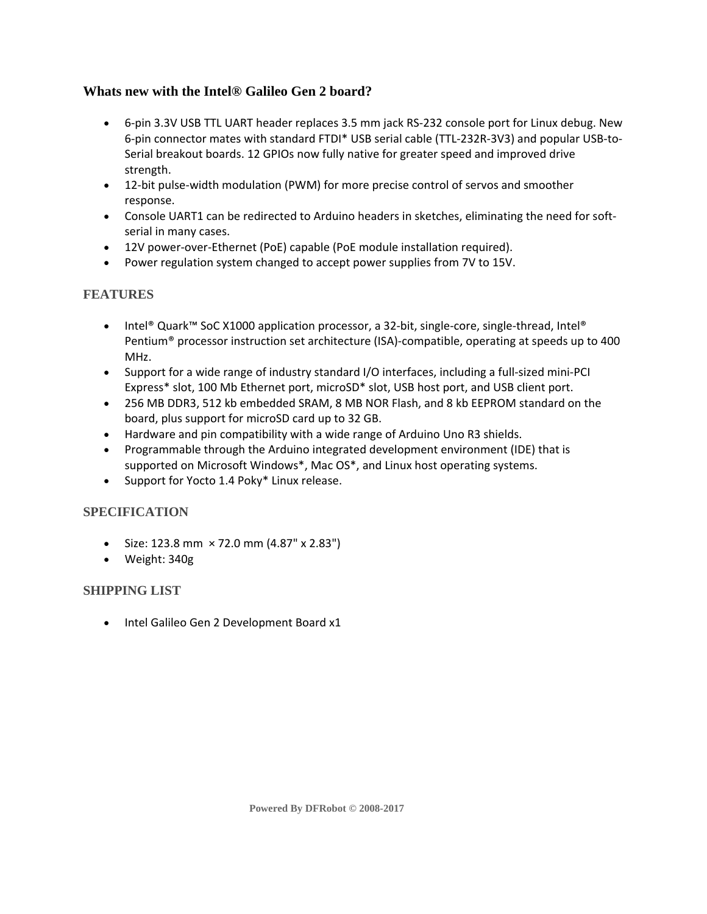### Whats new with the Intel® Galileo Gen 2 board?

- 6-pin 3.3V USB TTL UART header replaces 3.5 mm jack RS-232 console port for Linux debug. New 6-pin connector mates with standard FTDI* USB serial cable (TTL-232R-3V3) and popular USB-to-Serial breakout boards. 12 GPIOs now fully native for greater speed and improved drive strength.
- 12-bit pulse-width modulation (PWM) for more precise control of servos and smoother response.
- Console UART1 can be redirected to Arduino headers in sketches, eliminating the need for soft-serial in many cases.
- 12V power-over-Ethernet (PoE) capable (PoE module installation required).
- Power regulation system changed to accept power supplies from 7V to 15V.

### FEATURES

- Intel® Quark™ SoC X1000 application processor, a 32-bit, single-core, single-thread, Intel® Pentium® processor instruction set architecture (ISA)-compatible, operating at speeds up to 400 MHz.
- Support for a wide range of industry standard I/O interfaces, including a full-sized mini-PCI Express* slot, 100 Mb Ethernet port, microSD* slot, USB host port, and USB client port.
- 256 MB DDR3, 512 kb embedded SRAM, 8 MB NOR Flash, and 8 kb EEPROM standard on the board, plus support for microSD card up to 32 GB.
- Hardware and pin compatibility with a wide range of Arduino Uno R3 shields.
- Programmable through the Arduino integrated development environment (IDE) that is supported on Microsoft Windows*, Mac OS*, and Linux host operating systems.
- Support for Yocto 1.4 Poky* Linux release.

### SPECIFICATION

- Size: 123.8 mm × 72.0 mm (4.87" x 2.83")
- Weight: 340g

### SHIPPING LIST

- Intel Galileo Gen 2 Development Board x1